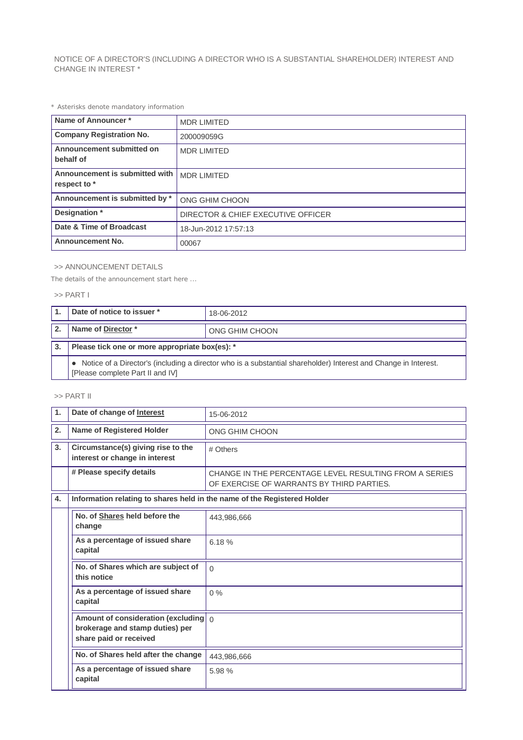# NOTICE OF A DIRECTOR'S (INCLUDING A DIRECTOR WHO IS A SUBSTANTIAL SHAREHOLDER) INTEREST AND CHANGE IN INTEREST *

* Asterisks denote mandatory information

| | |
|---|---|
| **Name of Announcer *** | MDR LIMITED |
| **Company Registration No.** | 200009059G |
| **Announcement submitted on behalf of** | MDR LIMITED |
| **Announcement is submitted with respect to *** | MDR LIMITED |
| **Announcement is submitted by *** | ONG GHIM CHOON |
| **Designation *** | DIRECTOR & CHIEF EXECUTIVE OFFICER |
| **Date & Time of Broadcast** | 18-Jun-2012 17:57:13 |
| **Announcement No.** | 00067 |

>> ANNOUNCEMENT DETAILS

The details of the announcement start here ...

>> PART I

| | | |
|---|---|---|
| **1.** | **Date of notice to issuer *** | 18-06-2012 |
| **2.** | **Name of Director *** | ONG GHIM CHOON |
| **3.** | **Please tick one or more appropriate box(es): *** | |
| | ● Notice of a Director's (including a director who is a substantial shareholder) Interest and Change in Interest. [Please complete Part II and IV] | |

>> PART II

| | | |
|---|---|---|
| **1.** | **Date of change of Interest** | 15-06-2012 |
| **2.** | **Name of Registered Holder** | ONG GHIM CHOON |
| **3.** | **Circumstance(s) giving rise to the interest or change in interest** | # Others |
| | **# Please specify details** | CHANGE IN THE PERCENTAGE LEVEL RESULTING FROM A SERIES OF EXERCISE OF WARRANTS BY THIRD PARTIES. |
| **4.** | **Information relating to shares held in the name of the Registered Holder** | |
| | **No. of Shares held before the change** | 443,986,666 |
| | **As a percentage of issued share capital** | 6.18 % |
| | **No. of Shares which are subject of this notice** | 0 |
| | **As a percentage of issued share capital** | 0 % |
| | **Amount of consideration (excluding brokerage and stamp duties) per share paid or received** | 0 |
| | **No. of Shares held after the change** | 443,986,666 |
| | **As a percentage of issued share capital** | 5.98 % |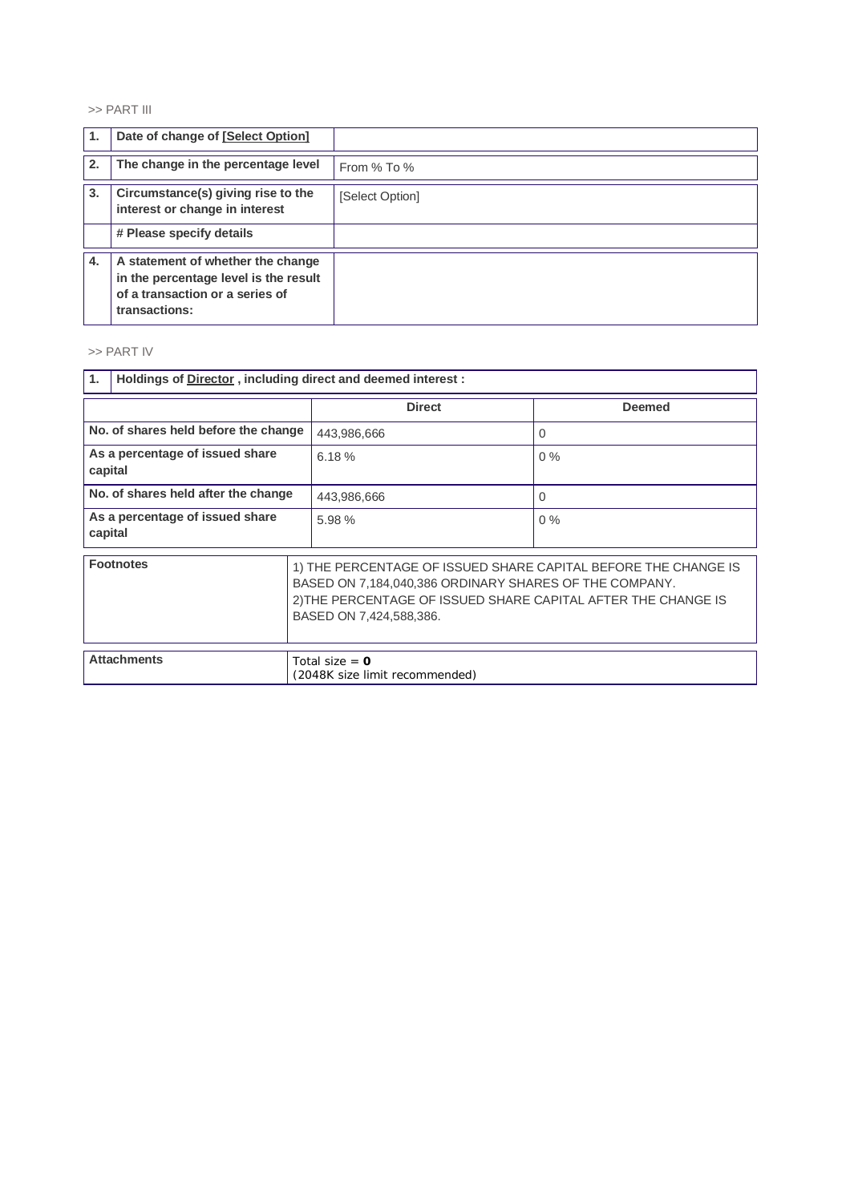>> PART III

| | | |
|---|---|---|
| 1. | Date of change of [Select Option] | |
| 2. | The change in the percentage level | From % To % |
| 3. | Circumstance(s) giving rise to the interest or change in interest | [Select Option] |
| | # Please specify details | |
| 4. | A statement of whether the change in the percentage level is the result of a transaction or a series of transactions: | |

>> PART IV

| 1. | Holdings of Director , including direct and deemed interest : | |
|---|---|---|
| | **Direct** | **Deemed** |
| No. of shares held before the change | 443,986,666 | 0 |
| As a percentage of issued share capital | 6.18 % | 0 % |
| No. of shares held after the change | 443,986,666 | 0 |
| As a percentage of issued share capital | 5.98 % | 0 % |

| | |
|---|---|
| **Footnotes** | 1) THE PERCENTAGE OF ISSUED SHARE CAPITAL BEFORE THE CHANGE IS BASED ON 7,184,040,386 ORDINARY SHARES OF THE COMPANY.<br>2)THE PERCENTAGE OF ISSUED SHARE CAPITAL AFTER THE CHANGE IS BASED ON 7,424,588,386. |
| **Attachments** | Total size = **0**<br>(2048K size limit recommended) |